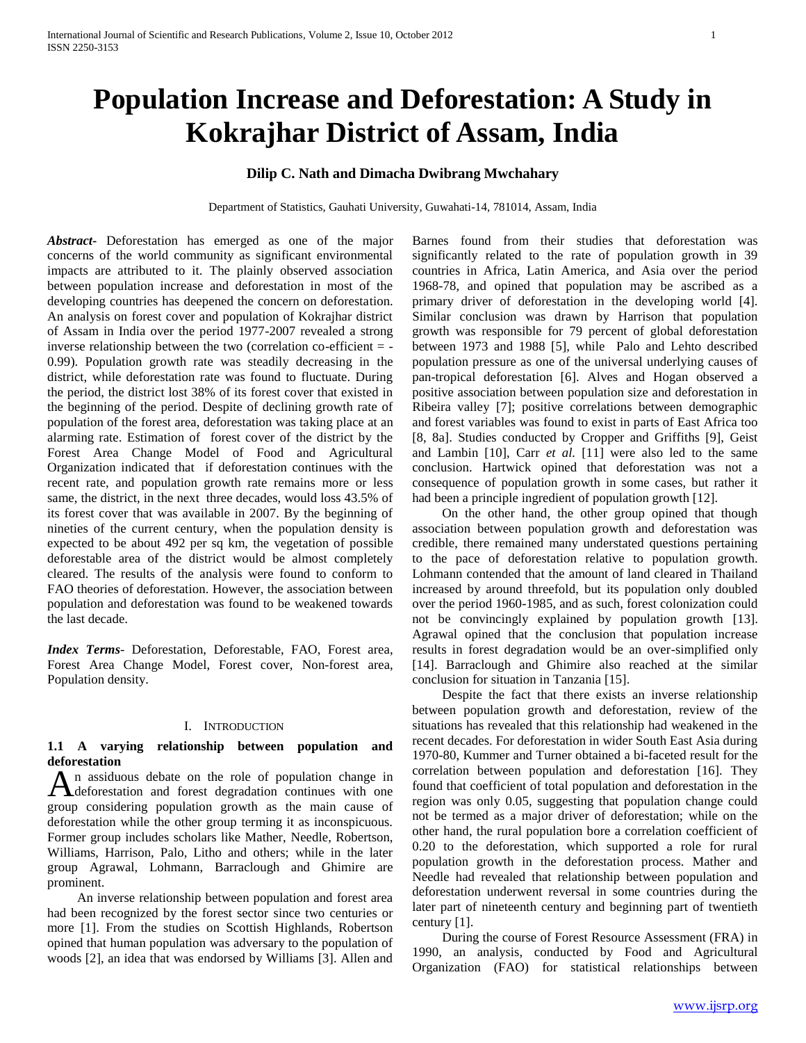# Population Increase and Deforestation: A Study in Kokrajhar District of Assam, India

**Dilip C. Nath and Dimacha Dwibrang Mwchahary**

Department of Statistics, Gauhati University, Guwahati-14, 781014, Assam, India

***Abstract*-** Deforestation has emerged as one of the major concerns of the world community as significant environmental impacts are attributed to it. The plainly observed association between population increase and deforestation in most of the developing countries has deepened the concern on deforestation. An analysis on forest cover and population of Kokrajhar district of Assam in India over the period 1977-2007 revealed a strong inverse relationship between the two (correlation co-efficient = -0.99). Population growth rate was steadily decreasing in the district, while deforestation rate was found to fluctuate. During the period, the district lost 38% of its forest cover that existed in the beginning of the period. Despite of declining growth rate of population of the forest area, deforestation was taking place at an alarming rate. Estimation of forest cover of the district by the Forest Area Change Model of Food and Agricultural Organization indicated that if deforestation continues with the recent rate, and population growth rate remains more or less same, the district, in the next three decades, would loss 43.5% of its forest cover that was available in 2007. By the beginning of nineties of the current century, when the population density is expected to be about 492 per sq km, the vegetation of possible deforestable area of the district would be almost completely cleared. The results of the analysis were found to conform to FAO theories of deforestation. However, the association between population and deforestation was found to be weakened towards the last decade.

***Index Terms*-** Deforestation, Deforestable, FAO, Forest area, Forest Area Change Model, Forest cover, Non-forest area, Population density.

## I. Introduction

### 1.1 A varying relationship between population and deforestation

An assiduous debate on the role of population change in deforestation and forest degradation continues with one group considering population growth as the main cause of deforestation while the other group terming it as inconspicuous. Former group includes scholars like Mather, Needle, Robertson, Williams, Harrison, Palo, Litho and others; while in the later group Agrawal, Lohmann, Barraclough and Ghimire are prominent.

An inverse relationship between population and forest area had been recognized by the forest sector since two centuries or more [1]. From the studies on Scottish Highlands, Robertson opined that human population was adversary to the population of woods [2], an idea that was endorsed by Williams [3]. Allen and Barnes found from their studies that deforestation was significantly related to the rate of population growth in 39 countries in Africa, Latin America, and Asia over the period 1968-78, and opined that population may be ascribed as a primary driver of deforestation in the developing world [4]. Similar conclusion was drawn by Harrison that population growth was responsible for 79 percent of global deforestation between 1973 and 1988 [5], while Palo and Lehto described population pressure as one of the universal underlying causes of pan-tropical deforestation [6]. Alves and Hogan observed a positive association between population size and deforestation in Ribeira valley [7]; positive correlations between demographic and forest variables was found to exist in parts of East Africa too [8, 8a]. Studies conducted by Cropper and Griffiths [9], Geist and Lambin [10], Carr *et al.* [11] were also led to the same conclusion. Hartwick opined that deforestation was not a consequence of population growth in some cases, but rather it had been a principle ingredient of population growth [12].

On the other hand, the other group opined that though association between population growth and deforestation was credible, there remained many understated questions pertaining to the pace of deforestation relative to population growth. Lohmann contended that the amount of land cleared in Thailand increased by around threefold, but its population only doubled over the period 1960-1985, and as such, forest colonization could not be convincingly explained by population growth [13]. Agrawal opined that the conclusion that population increase results in forest degradation would be an over-simplified only [14]. Barraclough and Ghimire also reached at the similar conclusion for situation in Tanzania [15].

Despite the fact that there exists an inverse relationship between population growth and deforestation, review of the situations has revealed that this relationship had weakened in the recent decades. For deforestation in wider South East Asia during 1970-80, Kummer and Turner obtained a bi-faceted result for the correlation between population and deforestation [16]. They found that coefficient of total population and deforestation in the region was only 0.05, suggesting that population change could not be termed as a major driver of deforestation; while on the other hand, the rural population bore a correlation coefficient of 0.20 to the deforestation, which supported a role for rural population growth in the deforestation process. Mather and Needle had revealed that relationship between population and deforestation underwent reversal in some countries during the later part of nineteenth century and beginning part of twentieth century [1].

During the course of Forest Resource Assessment (FRA) in 1990, an analysis, conducted by Food and Agricultural Organization (FAO) for statistical relationships between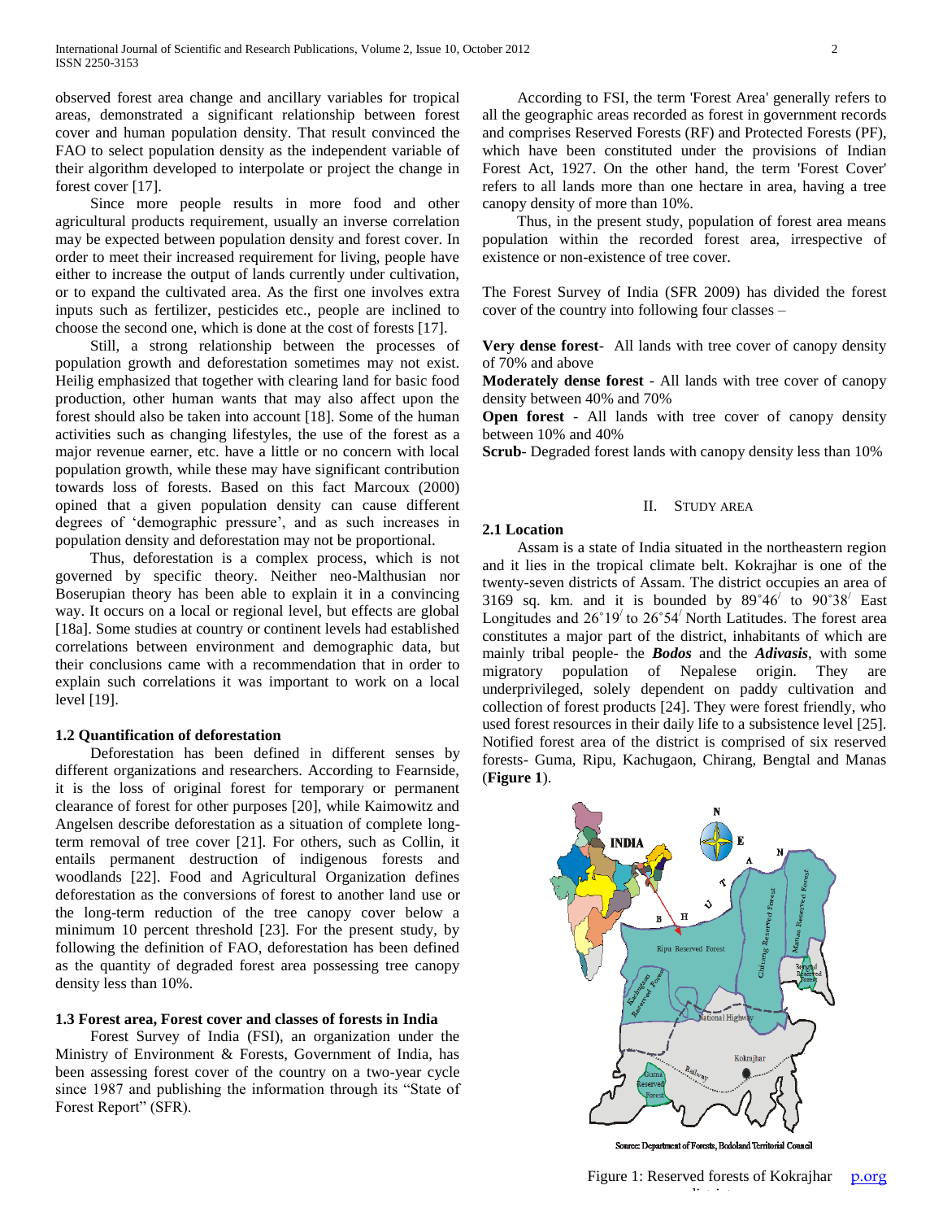observed forest area change and ancillary variables for tropical areas, demonstrated a significant relationship between forest cover and human population density. That result convinced the FAO to select population density as the independent variable of their algorithm developed to interpolate or project the change in forest cover [17].

Since more people results in more food and other agricultural products requirement, usually an inverse correlation may be expected between population density and forest cover. In order to meet their increased requirement for living, people have either to increase the output of lands currently under cultivation, or to expand the cultivated area. As the first one involves extra inputs such as fertilizer, pesticides etc., people are inclined to choose the second one, which is done at the cost of forests [17].

Still, a strong relationship between the processes of population growth and deforestation sometimes may not exist. Heilig emphasized that together with clearing land for basic food production, other human wants that may also affect upon the forest should also be taken into account [18]. Some of the human activities such as changing lifestyles, the use of the forest as a major revenue earner, etc. have a little or no concern with local population growth, while these may have significant contribution towards loss of forests. Based on this fact Marcoux (2000) opined that a given population density can cause different degrees of 'demographic pressure', and as such increases in population density and deforestation may not be proportional.

Thus, deforestation is a complex process, which is not governed by specific theory. Neither neo-Malthusian nor Boserupian theory has been able to explain it in a convincing way. It occurs on a local or regional level, but effects are global [18a]. Some studies at country or continent levels had established correlations between environment and demographic data, but their conclusions came with a recommendation that in order to explain such correlations it was important to work on a local level [19].

### 1.2 Quantification of deforestation

Deforestation has been defined in different senses by different organizations and researchers. According to Fearnside, it is the loss of original forest for temporary or permanent clearance of forest for other purposes [20], while Kaimowitz and Angelsen describe deforestation as a situation of complete long-term removal of tree cover [21]. For others, such as Collin, it entails permanent destruction of indigenous forests and woodlands [22]. Food and Agricultural Organization defines deforestation as the conversions of forest to another land use or the long-term reduction of the tree canopy cover below a minimum 10 percent threshold [23]. For the present study, by following the definition of FAO, deforestation has been defined as the quantity of degraded forest area possessing tree canopy density less than 10%.

### 1.3 Forest area, Forest cover and classes of forests in India

Forest Survey of India (FSI), an organization under the Ministry of Environment & Forests, Government of India, has been assessing forest cover of the country on a two-year cycle since 1987 and publishing the information through its "State of Forest Report" (SFR).

According to FSI, the term 'Forest Area' generally refers to all the geographic areas recorded as forest in government records and comprises Reserved Forests (RF) and Protected Forests (PF), which have been constituted under the provisions of Indian Forest Act, 1927. On the other hand, the term 'Forest Cover' refers to all lands more than one hectare in area, having a tree canopy density of more than 10%.

Thus, in the present study, population of forest area means population within the recorded forest area, irrespective of existence or non-existence of tree cover.

The Forest Survey of India (SFR 2009) has divided the forest cover of the country into following four classes –

**Very dense forest**- All lands with tree cover of canopy density of 70% and above
**Moderately dense forest** - All lands with tree cover of canopy density between 40% and 70%
**Open forest** - All lands with tree cover of canopy density between 10% and 40%
**Scrub**- Degraded forest lands with canopy density less than 10%

## II. Study Area

### 2.1 Location

Assam is a state of India situated in the northeastern region and it lies in the tropical climate belt. Kokrajhar is one of the twenty-seven districts of Assam. The district occupies an area of 3169 sq. km. and it is bounded by 89˚46/ to 90˚38/ East Longitudes and 26˚19/ to 26˚54/ North Latitudes. The forest area constitutes a major part of the district, inhabitants of which are mainly tribal people- the ***Bodos*** and the ***Adivasis***, with some migratory population of Nepalese origin. They are underprivileged, solely dependent on paddy cultivation and collection of forest products [24]. They were forest friendly, who used forest resources in their daily life to a subsistence level [25]. Notified forest area of the district is comprised of six reserved forests- Guma, Ripu, Kachugaon, Chirang, Bengtal and Manas (**Figure 1**).

Source: Department of Forests, Bodoland Territorial Council

Figure 1: Reserved forests of Kokrajhar district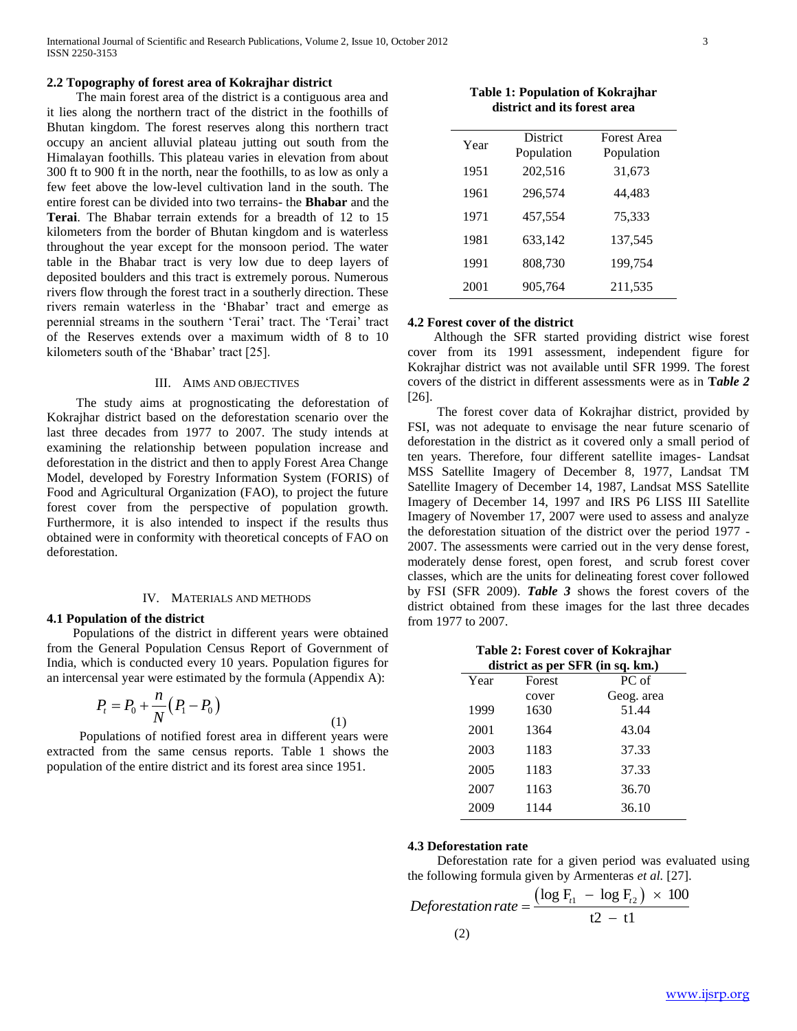### 2.2 Topography of forest area of Kokrajhar district

The main forest area of the district is a contiguous area and it lies along the northern tract of the district in the foothills of Bhutan kingdom. The forest reserves along this northern tract occupy an ancient alluvial plateau jutting out south from the Himalayan foothills. This plateau varies in elevation from about 300 ft to 900 ft in the north, near the foothills, to as low as only a few feet above the low-level cultivation land in the south. The entire forest can be divided into two terrains- the **Bhabar** and the **Terai**. The Bhabar terrain extends for a breadth of 12 to 15 kilometers from the border of Bhutan kingdom and is waterless throughout the year except for the monsoon period. The water table in the Bhabar tract is very low due to deep layers of deposited boulders and this tract is extremely porous. Numerous rivers flow through the forest tract in a southerly direction. These rivers remain waterless in the 'Bhabar' tract and emerge as perennial streams in the southern 'Terai' tract. The 'Terai' tract of the Reserves extends over a maximum width of 8 to 10 kilometers south of the 'Bhabar' tract [25].

## III. Aims and Objectives

The study aims at prognosticating the deforestation of Kokrajhar district based on the deforestation scenario over the last three decades from 1977 to 2007. The study intends at examining the relationship between population increase and deforestation in the district and then to apply Forest Area Change Model, developed by Forestry Information System (FORIS) of Food and Agricultural Organization (FAO), to project the future forest cover from the perspective of population growth. Furthermore, it is also intended to inspect if the results thus obtained were in conformity with theoretical concepts of FAO on deforestation.

## IV. Materials and Methods

### 4.1 Population of the district

Populations of the district in different years were obtained from the General Population Census Report of Government of India, which is conducted every 10 years. Population figures for an intercensal year were estimated by the formula (Appendix A):

$$P_t = P_0 + \frac{n}{N}\left(P_1 - P_0\right) \quad (1)$$

Populations of notified forest area in different years were extracted from the same census reports. Table 1 shows the population of the entire district and its forest area since 1951.

**Table 1: Population of Kokrajhar district and its forest area**

| Year | District Population | Forest Area Population |
|---|---|---|
| 1951 | 202,516 | 31,673 |
| 1961 | 296,574 | 44,483 |
| 1971 | 457,554 | 75,333 |
| 1981 | 633,142 | 137,545 |
| 1991 | 808,730 | 199,754 |
| 2001 | 905,764 | 211,535 |

### 4.2 Forest cover of the district

Although the SFR started providing district wise forest cover from its 1991 assessment, independent figure for Kokrajhar district was not available until SFR 1999. The forest covers of the district in different assessments were as in ***Table 2*** [26].

The forest cover data of Kokrajhar district, provided by FSI, was not adequate to envisage the near future scenario of deforestation in the district as it covered only a small period of ten years. Therefore, four different satellite images- Landsat MSS Satellite Imagery of December 8, 1977, Landsat TM Satellite Imagery of December 14, 1987, Landsat MSS Satellite Imagery of December 14, 1997 and IRS P6 LISS III Satellite Imagery of November 17, 2007 were used to assess and analyze the deforestation situation of the district over the period 1977 - 2007. The assessments were carried out in the very dense forest, moderately dense forest, open forest, and scrub forest cover classes, which are the units for delineating forest cover followed by FSI (SFR 2009). ***Table 3*** shows the forest covers of the district obtained from these images for the last three decades from 1977 to 2007.

**Table 2: Forest cover of Kokrajhar district as per SFR (in sq. km.)**

| Year | Forest cover | PC of Geog. area |
|---|---|---|
| 1999 | 1630 | 51.44 |
| 2001 | 1364 | 43.04 |
| 2003 | 1183 | 37.33 |
| 2005 | 1183 | 37.33 |
| 2007 | 1163 | 36.70 |
| 2009 | 1144 | 36.10 |

### 4.3 Deforestation rate

Deforestation rate for a given period was evaluated using the following formula given by Armenteras *et al.* [27].

$$Deforestation\,rate = \frac{\left(\log F_{t1} - \log F_{t2}\right) \times 100}{t2 - t1} \quad (2)$$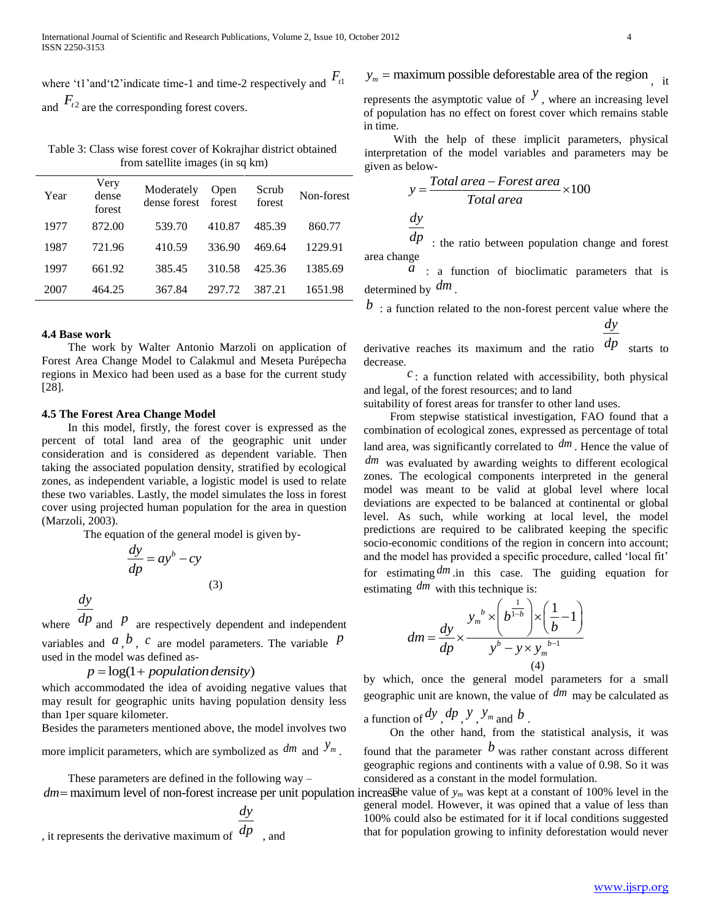where 't1' and 't2' indicate time-1 and time-2 respectively and $F_{t1}$ and $F_{t2}$ are the corresponding forest covers.

Table 3: Class wise forest cover of Kokrajhar district obtained from satellite images (in sq km)

| Year | Very dense forest | Moderately dense forest | Open forest | Scrub forest | Non-forest |
|---|---|---|---|---|---|
| 1977 | 872.00 | 539.70 | 410.87 | 485.39 | 860.77 |
| 1987 | 721.96 | 410.59 | 336.90 | 469.64 | 1229.91 |
| 1997 | 661.92 | 385.45 | 310.58 | 425.36 | 1385.69 |
| 2007 | 464.25 | 367.84 | 297.72 | 387.21 | 1651.98 |

### 4.4 Base work

The work by Walter Antonio Marzoli on application of Forest Area Change Model to Calakmul and Meseta Purépecha regions in Mexico had been used as a base for the current study [28].

### 4.5 The Forest Area Change Model

In this model, firstly, the forest cover is expressed as the percent of total land area of the geographic unit under consideration and is considered as dependent variable. Then taking the associated population density, stratified by ecological zones, as independent variable, a logistic model is used to relate these two variables. Lastly, the model simulates the loss in forest cover using projected human population for the area in question (Marzoli, 2003).

The equation of the general model is given by-

$$\frac{dy}{dp} = ay^{b} - cy \tag{3}$$

where $\frac{dy}{dp}$ and $p$ are respectively dependent and independent variables and $a$, $b$, $c$ are model parameters. The variable $p$ used in the model was defined as-

$$p = \log(1 + population\,density)$$

which accommodated the idea of avoiding negative values that may result for geographic units having population density less than 1per square kilometer.

Besides the parameters mentioned above, the model involves two more implicit parameters, which are symbolized as $dm$ and $y_m$.

These parameters are defined in the following way –

$dm$ = maximum level of non-forest increase per unit population increase, it represents the derivative maximum of $\frac{dy}{dp}$, and

$y_m$ = maximum possible deforestable area of the region, it represents the asymptotic value of $y$, where an increasing level of population has no effect on forest cover which remains stable in time.

With the help of these implicit parameters, physical interpretation of the model variables and parameters may be given as below-

$$y = \frac{Total\ area - Forest\ area}{Total\ area} \times 100$$

$\frac{dy}{dp}$ : the ratio between population change and forest area change

$a$ : a function of bioclimatic parameters that is determined by $dm$.

$b$ : a function related to the non-forest percent value where the derivative reaches its maximum and the ratio $\frac{dy}{dp}$ starts to decrease.

$c$ : a function related with accessibility, both physical and legal, of the forest resources; and to land suitability of forest areas for transfer to other land uses.

From stepwise statistical investigation, FAO found that a combination of ecological zones, expressed as percentage of total land area, was significantly correlated to $dm$. Hence the value of $dm$ was evaluated by awarding weights to different ecological zones. The ecological components interpreted in the general model was meant to be valid at global level where local deviations are expected to be balanced at continental or global level. As such, while working at local level, the model predictions are required to be calibrated keeping the specific socio-economic conditions of the region in concern into account; and the model has provided a specific procedure, called 'local fit' for estimating $dm$ in this case. The guiding equation for estimating $dm$ with this technique is:

$$dm = \frac{dy}{dp} \times \frac{{y_m}^{b} \times \left(b^{\frac{1}{1-b}}\right) \times \left(\frac{1}{b} - 1\right)}{y^{b} - y \times {y_m}^{b-1}} \tag{4}$$

by which, once the general model parameters for a small geographic unit are known, the value of $dm$ may be calculated as a function of $dy$, $dp$, $y$, $y_m$ and $b$.

On the other hand, from the statistical analysis, it was found that the parameter $b$ was rather constant across different geographic regions and continents with a value of 0.98. So it was considered as a constant in the model formulation.

The value of $y_m$ was kept at a constant of 100% level in the general model. However, it was opined that a value of less than 100% could also be estimated for it if local conditions suggested that for population growing to infinity deforestation would never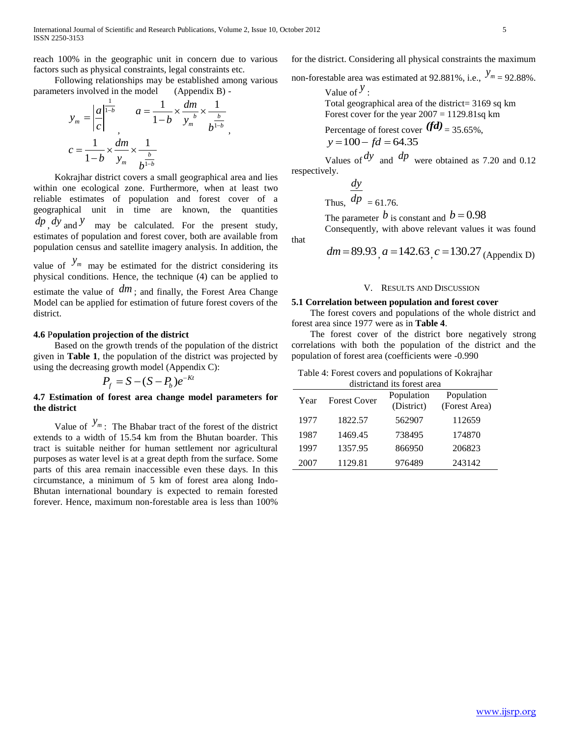reach 100% in the geographic unit in concern due to various factors such as physical constraints, legal constraints etc.

Following relationships may be established among various parameters involved in the model (Appendix B) -

$$y_m = \left|\frac{a}{c}\right|^{\frac{1}{1-b}}, \quad a = \frac{1}{1-b} \times \frac{dm}{{y_m}^b} \times \frac{1}{b^{\frac{b}{1-b}}},$$

$$c = \frac{1}{1-b} \times \frac{dm}{y_m} \times \frac{1}{b^{\frac{b}{1-b}}}$$

Kokrajhar district covers a small geographical area and lies within one ecological zone. Furthermore, when at least two reliable estimates of population and forest cover of a geographical unit in time are known, the quantities $dp$, $dy$ and $y$ may be calculated. For the present study, estimates of population and forest cover, both are available from population census and satellite imagery analysis. In addition, the value of $y_m$ may be estimated for the district considering its physical conditions. Hence, the technique (4) can be applied to estimate the value of $dm$; and finally, the Forest Area Change Model can be applied for estimation of future forest covers of the district.

#### 4.6 Population projection of the district

Based on the growth trends of the population of the district given in **Table 1**, the population of the district was projected by using the decreasing growth model (Appendix C):

$$P_f = S - (S - P_b)e^{-Kt}$$

#### 4.7 Estimation of forest area change model parameters for the district

Value of $y_m$: The Bhabar tract of the forest of the district extends to a width of 15.54 km from the Bhutan boarder. This tract is suitable neither for human settlement nor agricultural purposes as water level is at a great depth from the surface. Some parts of this area remain inaccessible even these days. In this circumstance, a minimum of 5 km of forest area along Indo-Bhutan international boundary is expected to remain forested forever. Hence, maximum non-forestable area is less than 100% for the district. Considering all physical constraints the maximum non-forestable area was estimated at 92.881%, i.e., $y_m$ = 92.88%.

Value of $y$:

Total geographical area of the district= 3169 sq km

Forest cover for the year 2007 = 1129.81sq km

Percentage of forest cover $(fd)$ = 35.65%,

$y = 100 - fd = 64.35$

Values of $dy$ and $dp$ were obtained as 7.20 and 0.12 respectively.

Thus, $\frac{dy}{dp}$ = 61.76.

The parameter $b$ is constant and $b = 0.98$

Consequently, with above relevant values it was found that

$dm = 89.93$, $a = 142.63$, $c = 130.27$ (Appendix D)

## V. Results and Discussion

#### 5.1 Correlation between population and forest cover

The forest covers and populations of the whole district and forest area since 1977 were as in **Table 4**.

The forest cover of the district bore negatively strong correlations with both the population of the district and the population of forest area (coefficients were -0.990

Table 4: Forest covers and populations of Kokrajhar districtand its forest area

| Year | Forest Cover | Population (District) | Population (Forest Area) |
|---|---|---|---|
| 1977 | 1822.57 | 562907 | 112659 |
| 1987 | 1469.45 | 738495 | 174870 |
| 1997 | 1357.95 | 866950 | 206823 |
| 2007 | 1129.81 | 976489 | 243142 |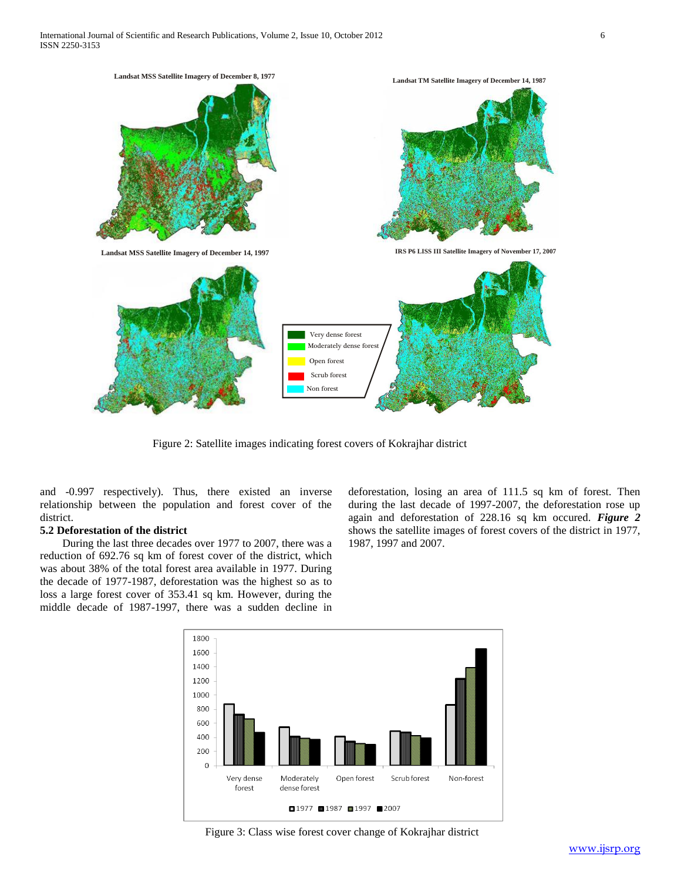Figure 2: Satellite images indicating forest covers of Kokrajhar district

and -0.997 respectively). Thus, there existed an inverse relationship between the population and forest cover of the district.

### 5.2 Deforestation of the district

During the last three decades over 1977 to 2007, there was a reduction of 692.76 sq km of forest cover of the district, which was about 38% of the total forest area available in 1977. During the decade of 1977-1987, deforestation was the highest so as to loss a large forest cover of 353.41 sq km. However, during the middle decade of 1987-1997, there was a sudden decline in deforestation, losing an area of 111.5 sq km of forest. Then during the last decade of 1997-2007, the deforestation rose up again and deforestation of 228.16 sq km occured. ***Figure 2*** shows the satellite images of forest covers of the district in 1977, 1987, 1997 and 2007.

Figure 3: Class wise forest cover change of Kokrajhar district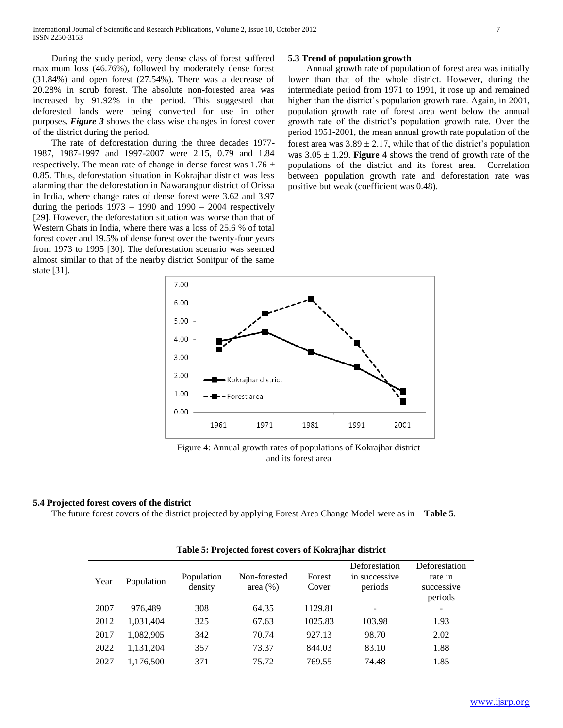During the study period, very dense class of forest suffered maximum loss (46.76%), followed by moderately dense forest (31.84%) and open forest (27.54%). There was a decrease of 20.28% in scrub forest. The absolute non-forested area was increased by 91.92% in the period. This suggested that deforested lands were being converted for use in other purposes. ***Figure 3*** shows the class wise changes in forest cover of the district during the period.

The rate of deforestation during the three decades 1977-1987, 1987-1997 and 1997-2007 were 2.15, 0.79 and 1.84 respectively. The mean rate of change in dense forest was $1.76 \pm 0.85$. Thus, deforestation situation in Kokrajhar district was less alarming than the deforestation in Nawarangpur district of Orissa in India, where change rates of dense forest were 3.62 and 3.97 during the periods 1973 – 1990 and 1990 – 2004 respectively [29]. However, the deforestation situation was worse than that of Western Ghats in India, where there was a loss of 25.6 % of total forest cover and 19.5% of dense forest over the twenty-four years from 1973 to 1995 [30]. The deforestation scenario was seemed almost similar to that of the nearby district Sonitpur of the same state [31].

### 5.3 Trend of population growth

Annual growth rate of population of forest area was initially lower than that of the whole district. However, during the intermediate period from 1971 to 1991, it rose up and remained higher than the district's population growth rate. Again, in 2001, population growth rate of forest area went below the annual growth rate of the district's population growth rate. Over the period 1951-2001, the mean annual growth rate population of the forest area was $3.89 \pm 2.17$, while that of the district's population was $3.05 \pm 1.29$. **Figure 4** shows the trend of growth rate of the populations of the district and its forest area. Correlation between population growth rate and deforestation rate was positive but weak (coefficient was 0.48).

Figure 4: Annual growth rates of populations of Kokrajhar district and its forest area

### 5.4 Projected forest covers of the district

The future forest covers of the district projected by applying Forest Area Change Model were as in **Table 5**.

**Table 5: Projected forest covers of Kokrajhar district**

| Year | Population | Population density | Non-forested area (%) | Forest Cover | Deforestation in successive periods | Deforestation rate in successive periods |
|---|---|---|---|---|---|---|
| 2007 | 976,489 | 308 | 64.35 | 1129.81 | - | - |
| 2012 | 1,031,404 | 325 | 67.63 | 1025.83 | 103.98 | 1.93 |
| 2017 | 1,082,905 | 342 | 70.74 | 927.13 | 98.70 | 2.02 |
| 2022 | 1,131,204 | 357 | 73.37 | 844.03 | 83.10 | 1.88 |
| 2027 | 1,176,500 | 371 | 75.72 | 769.55 | 74.48 | 1.85 |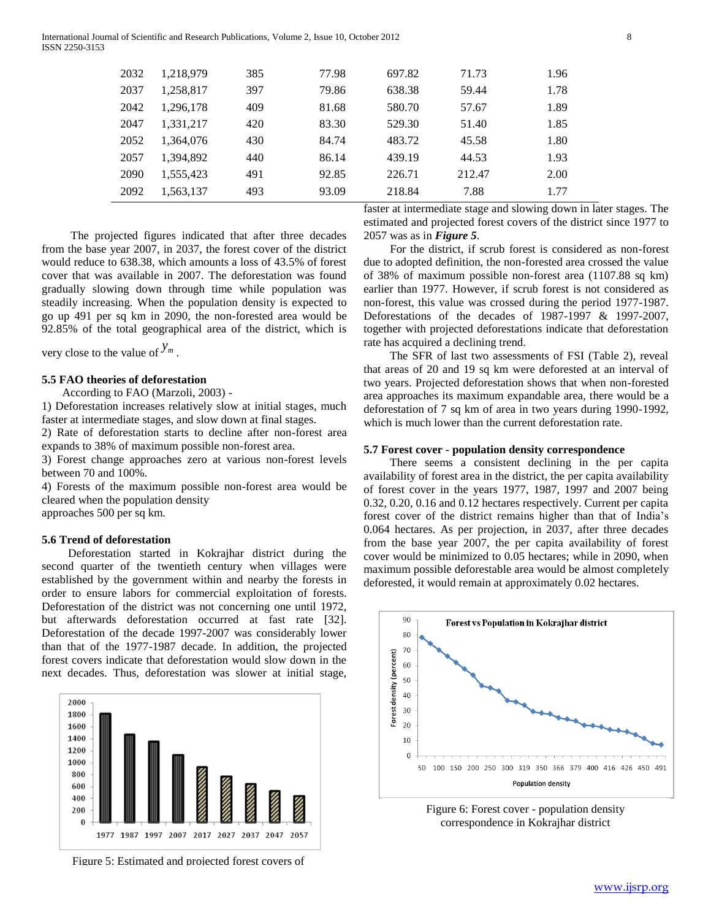| 2032 | 1,218,979 | 385 | 77.98 | 697.82 | 71.73 | 1.96 |
|---|---|---|---|---|---|---|
| 2037 | 1,258,817 | 397 | 79.86 | 638.38 | 59.44 | 1.78 |
| 2042 | 1,296,178 | 409 | 81.68 | 580.70 | 57.67 | 1.89 |
| 2047 | 1,331,217 | 420 | 83.30 | 529.30 | 51.40 | 1.85 |
| 2052 | 1,364,076 | 430 | 84.74 | 483.72 | 45.58 | 1.80 |
| 2057 | 1,394,892 | 440 | 86.14 | 439.19 | 44.53 | 1.93 |
| 2090 | 1,555,423 | 491 | 92.85 | 226.71 | 212.47 | 2.00 |
| 2092 | 1,563,137 | 493 | 93.09 | 218.84 | 7.88 | 1.77 |

The projected figures indicated that after three decades from the base year 2007, in 2037, the forest cover of the district would reduce to 638.38, which amounts a loss of 43.5% of forest cover that was available in 2007. The deforestation was found gradually slowing down through time while population was steadily increasing. When the population density is expected to go up 491 per sq km in 2090, the non-forested area would be 92.85% of the total geographical area of the district, which is very close to the value of $y_m$.

### 5.5 FAO theories of deforestation

According to FAO (Marzoli, 2003) -

1) Deforestation increases relatively slow at initial stages, much faster at intermediate stages, and slow down at final stages.
2) Rate of deforestation starts to decline after non-forest area expands to 38% of maximum possible non-forest area.
3) Forest change approaches zero at various non-forest levels between 70 and 100%.
4) Forests of the maximum possible non-forest area would be cleared when the population density approaches 500 per sq km.

### 5.6 Trend of deforestation

Deforestation started in Kokrajhar district during the second quarter of the twentieth century when villages were established by the government within and nearby the forests in order to ensure labors for commercial exploitation of forests. Deforestation of the district was not concerning one until 1972, but afterwards deforestation occurred at fast rate [32]. Deforestation of the decade 1997-2007 was considerably lower than that of the 1977-1987 decade. In addition, the projected forest covers indicate that deforestation would slow down in the next decades. Thus, deforestation was slower at initial stage, faster at intermediate stage and slowing down in later stages. The estimated and projected forest covers of the district since 1977 to 2057 was as in ***Figure 5***.

Figure 5: Estimated and projected forest covers of

For the district, if scrub forest is considered as non-forest due to adopted definition, the non-forested area crossed the value of 38% of maximum possible non-forest area (1107.88 sq km) earlier than 1977. However, if scrub forest is not considered as non-forest, this value was crossed during the period 1977-1987. Deforestations of the decades of 1987-1997 & 1997-2007, together with projected deforestations indicate that deforestation rate has acquired a declining trend.

The SFR of last two assessments of FSI (Table 2), reveal that areas of 20 and 19 sq km were deforested at an interval of two years. Projected deforestation shows that when non-forested area approaches its maximum expandable area, there would be a deforestation of 7 sq km of area in two years during 1990-1992, which is much lower than the current deforestation rate.

### 5.7 Forest cover - population density correspondence

There seems a consistent declining in the per capita availability of forest area in the district, the per capita availability of forest cover in the years 1977, 1987, 1997 and 2007 being 0.32, 0.20, 0.16 and 0.12 hectares respectively. Current per capita forest cover of the district remains higher than that of India's 0.064 hectares. As per projection, in 2037, after three decades from the base year 2007, the per capita availability of forest cover would be minimized to 0.05 hectares; while in 2090, when maximum possible deforestable area would be almost completely deforested, it would remain at approximately 0.02 hectares.

Figure 6: Forest cover - population density correspondence in Kokrajhar district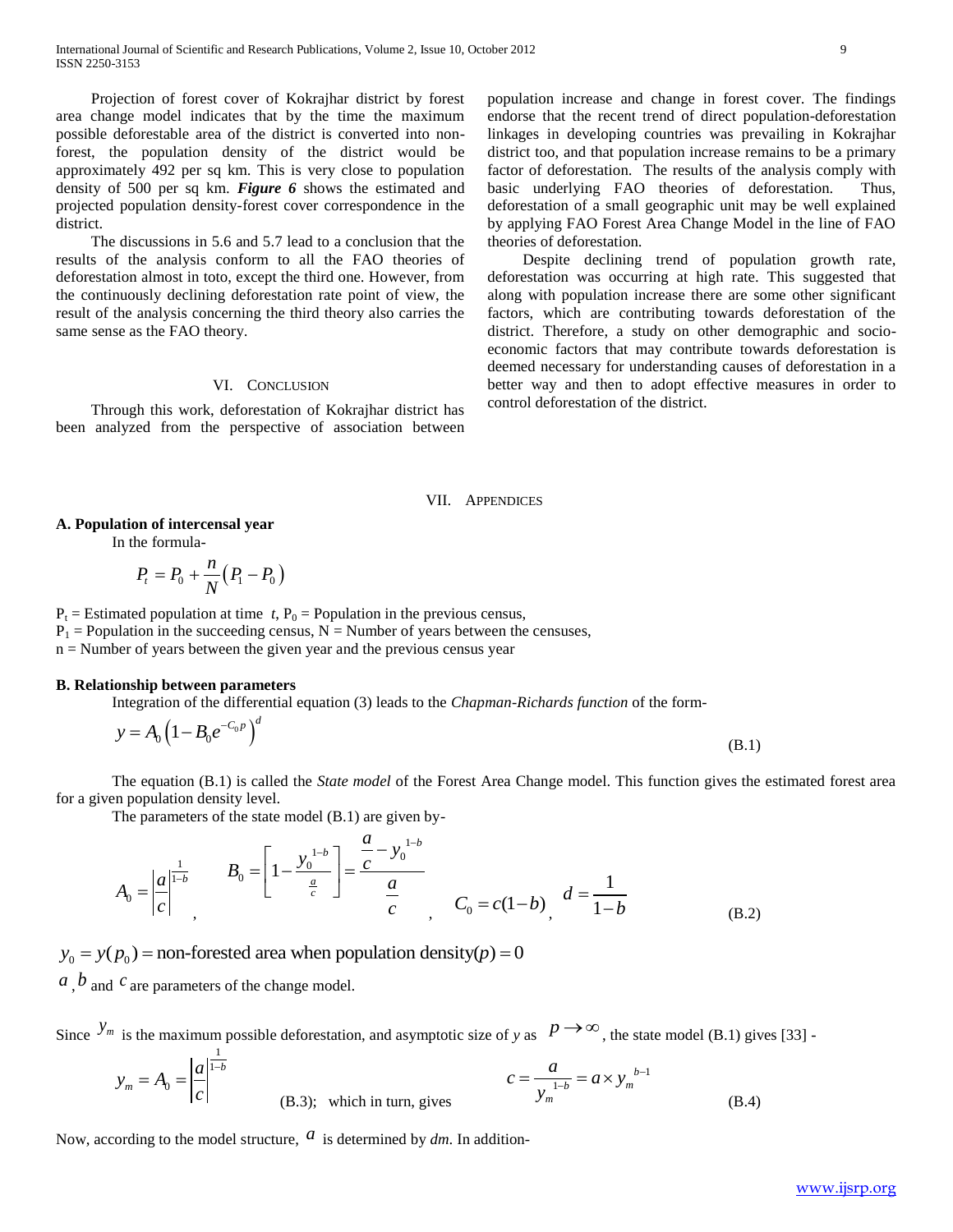Projection of forest cover of Kokrajhar district by forest area change model indicates that by the time the maximum possible deforestable area of the district is converted into non-forest, the population density of the district would be approximately 492 per sq km. This is very close to population density of 500 per sq km. ***Figure 6*** shows the estimated and projected population density-forest cover correspondence in the district.

The discussions in 5.6 and 5.7 lead to a conclusion that the results of the analysis conform to all the FAO theories of deforestation almost in toto, except the third one. However, from the continuously declining deforestation rate point of view, the result of the analysis concerning the third theory also carries the same sense as the FAO theory.

## VI. Conclusion

Through this work, deforestation of Kokrajhar district has been analyzed from the perspective of association between population increase and change in forest cover. The findings endorse that the recent trend of direct population-deforestation linkages in developing countries was prevailing in Kokrajhar district too, and that population increase remains to be a primary factor of deforestation. The results of the analysis comply with basic underlying FAO theories of deforestation. Thus, deforestation of a small geographic unit may be well explained by applying FAO Forest Area Change Model in the line of FAO theories of deforestation.

Despite declining trend of population growth rate, deforestation was occurring at high rate. This suggested that along with population increase there are some other significant factors, which are contributing towards deforestation of the district. Therefore, a study on other demographic and socio-economic factors that may contribute towards deforestation is deemed necessary for understanding causes of deforestation in a better way and then to adopt effective measures in order to control deforestation of the district.

## VII. Appendices

### A. Population of intercensal year

In the formula-

$$P_t = P_0 + \frac{n}{N}\left(P_1 - P_0\right)$$

$P_t$ = Estimated population at time *t*, $P_0$ = Population in the previous census,
$P_1$ = Population in the succeeding census, N = Number of years between the censuses,
n = Number of years between the given year and the previous census year

### B. Relationship between parameters

Integration of the differential equation (3) leads to the *Chapman-Richards function* of the form-

$$y = A_0\left(1 - B_0 e^{-C_0 p}\right)^d \tag{B.1}$$

The equation (B.1) is called the *State model* of the Forest Area Change model. This function gives the estimated forest area for a given population density level.

The parameters of the state model (B.1) are given by-

$$A_0 = \left|\frac{a}{c}\right|^{\frac{1}{1-b}}, \quad B_0 = \left[1 - \frac{y_0^{\,1-b}}{\frac{a}{c}}\right] = \frac{\frac{a}{c} - y_0^{\,1-b}}{\frac{a}{c}}, \quad C_0 = c(1-b), \quad d = \frac{1}{1-b} \tag{B.2}$$

$y_0 = y(p_0) = \text{non-forested area when population density}(p) = 0$

$a$, $b$ and $c$ are parameters of the change model.

Since $y_m$ is the maximum possible deforestation, and asymptotic size of *y* as $p \to \infty$, the state model (B.1) gives [33] -

$$y_m = A_0 = \left|\frac{a}{c}\right|^{\frac{1}{1-b}} \tag{B.3}$$

which in turn, gives

$$c = \frac{a}{y_m^{\,1-b}} = a \times y_m^{\,b-1} \tag{B.4}$$

Now, according to the model structure, $a$ is determined by *dm*. In addition-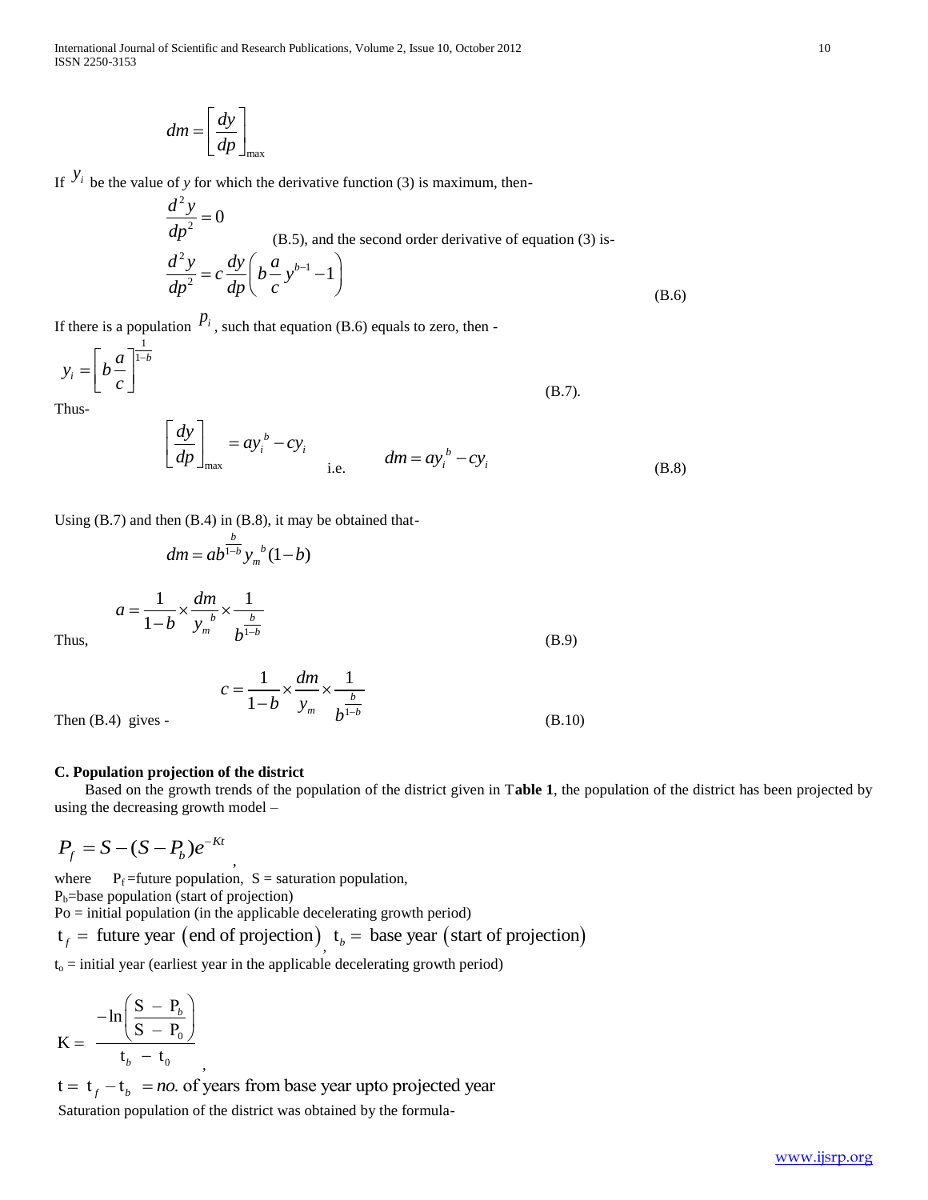$$dm = \left[\frac{dy}{dp}\right]_{\max}$$

If $y_i$ be the value of *y* for which the derivative function (3) is maximum, then-

$$\frac{d^2y}{dp^2} = 0$$

(B.5), and the second order derivative of equation (3) is-

$$\frac{d^2y}{dp^2} = c\frac{dy}{dp}\left(b\frac{a}{c}y^{b-1} - 1\right) \quad \text{(B.6)}$$

If there is a population $p_i$, such that equation (B.6) equals to zero, then -

$$y_i = \left[b\frac{a}{c}\right]^{\frac{1}{1-b}} \quad \text{(B.7).}$$

Thus-

$$\left[\frac{dy}{dp}\right]_{\max} = ay_i^{\,b} - cy_i \quad \text{i.e.} \quad dm = ay_i^{\,b} - cy_i \quad \text{(B.8)}$$

Using (B.7) and then (B.4) in (B.8), it may be obtained that-

$$dm = ab^{\frac{b}{1-b}}y_m^{\,b}(1-b)$$

Thus,

$$a = \frac{1}{1-b} \times \frac{dm}{y_m^{\,b}} \times \frac{1}{b^{\frac{b}{1-b}}} \quad \text{(B.9)}$$

Then (B.4) gives -

$$c = \frac{1}{1-b} \times \frac{dm}{y_m} \times \frac{1}{b^{\frac{b}{1-b}}} \quad \text{(B.10)}$$

**C. Population projection of the district**

Based on the growth trends of the population of the district given in T**able 1**, the population of the district has been projected by using the decreasing growth model –

$$P_f = S - (S - P_b)e^{-Kt},$$

where $P_f$ =future population, S = saturation population,
$P_b$=base population (start of projection)
Po = initial population (in the applicable decelerating growth period)

$t_f$ = future year (end of projection), $t_b$ = base year (start of projection)

$t_o$ = initial year (earliest year in the applicable decelerating growth period)

$$K = \frac{-\ln\left(\dfrac{S - P_b}{S - P_0}\right)}{t_b - t_0},$$

$t = t_f - t_b$ = *no.* of years from base year upto projected year

Saturation population of the district was obtained by the formula-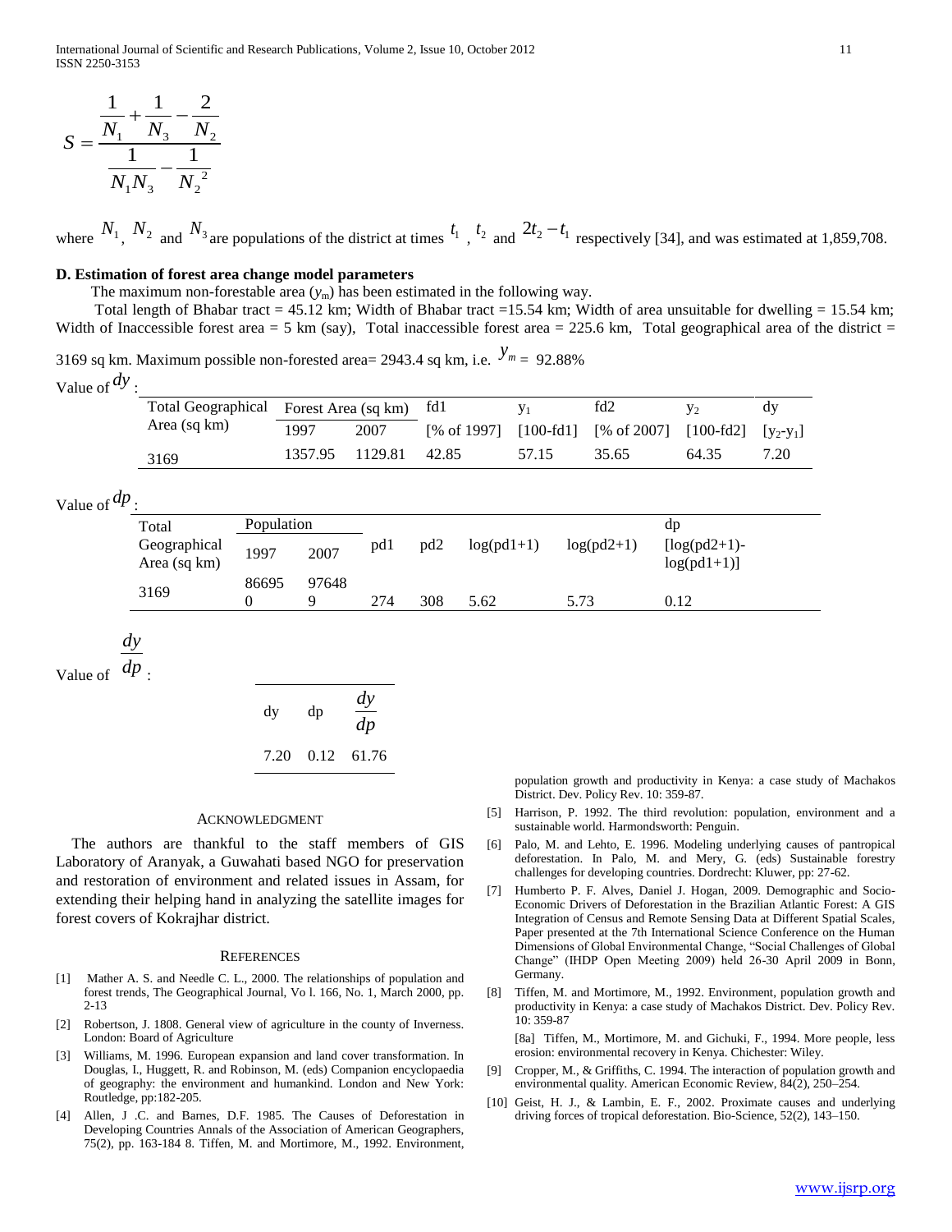$$S = \frac{\frac{1}{N_1} + \frac{1}{N_3} - \frac{2}{N_2}}{\frac{1}{N_1 N_3} - \frac{1}{N_2^{\,2}}}$$

where $N_1$, $N_2$ and $N_3$ are populations of the district at times $t_1$, $t_2$ and $2t_2 - t_1$ respectively [34], and was estimated at 1,859,708.

### D. Estimation of forest area change model parameters

The maximum non-forestable area ($y_m$) has been estimated in the following way.

Total length of Bhabar tract = 45.12 km; Width of Bhabar tract =15.54 km; Width of area unsuitable for dwelling = 15.54 km; Width of Inaccessible forest area = 5 km (say), Total inaccessible forest area = 225.6 km, Total geographical area of the district = 3169 sq km. Maximum possible non-forested area= 2943.4 sq km, i.e. $y_m$ = 92.88%

Value of $dy$ :

| Total Geographical Area (sq km) | Forest Area (sq km) | | fd1 | $y_1$ | fd2 | $y_2$ | dy |
|---|---|---|---|---|---|---|---|
| | 1997 | 2007 | [% of 1997] | [100-fd1] | [% of 2007] | [100-fd2] | [$y_2$-$y_1$] |
| 3169 | 1357.95 | 1129.81 | 42.85 | 57.15 | 35.65 | 64.35 | 7.20 |

Value of $dp$ :

| Total Geographical Area (sq km) | Population | | pd1 | pd2 | log(pd1+1) | log(pd2+1) | dp |
|---|---|---|---|---|---|---|---|
| | 1997 | 2007 | | | | | [log(pd2+1)-log(pd1+1)] |
| 3169 | 866950 | 976489 | 274 | 308 | 5.62 | 5.73 | 0.12 |

Value of $\frac{dy}{dp}$ :

| dy | dp | $\frac{dy}{dp}$ |
|---|---|---|
| 7.20 | 0.12 | 61.76 |

## Acknowledgment

The authors are thankful to the staff members of GIS Laboratory of Aranyak, a Guwahati based NGO for preservation and restoration of environment and related issues in Assam, for extending their helping hand in analyzing the satellite images for forest covers of Kokrajhar district.

## References

[1] Mather A. S. and Needle C. L., 2000. The relationships of population and forest trends, The Geographical Journal, Vo l. 166, No. 1, March 2000, pp. 2-13

[2] Robertson, J. 1808. General view of agriculture in the county of Inverness. London: Board of Agriculture

[3] Williams, M. 1996. European expansion and land cover transformation. In Douglas, I., Huggett, R. and Robinson, M. (eds) Companion encyclopaedia of geography: the environment and humankind. London and New York: Routledge, pp:182-205.

[4] Allen, J .C. and Barnes, D.F. 1985. The Causes of Deforestation in Developing Countries Annals of the Association of American Geographers, 75(2), pp. 163-184 8. Tiffen, M. and Mortimore, M., 1992. Environment, population growth and productivity in Kenya: a case study of Machakos District. Dev. Policy Rev. 10: 359-87.

[5] Harrison, P. 1992. The third revolution: population, environment and a sustainable world. Harmondsworth: Penguin.

[6] Palo, M. and Lehto, E. 1996. Modeling underlying causes of pantropical deforestation. In Palo, M. and Mery, G. (eds) Sustainable forestry challenges for developing countries. Dordrecht: Kluwer, pp: 27-62.

[7] Humberto P. F. Alves, Daniel J. Hogan, 2009. Demographic and Socio-Economic Drivers of Deforestation in the Brazilian Atlantic Forest: A GIS Integration of Census and Remote Sensing Data at Different Spatial Scales, Paper presented at the 7th International Science Conference on the Human Dimensions of Global Environmental Change, "Social Challenges of Global Change" (IHDP Open Meeting 2009) held 26-30 April 2009 in Bonn, Germany.

[8] Tiffen, M. and Mortimore, M., 1992. Environment, population growth and productivity in Kenya: a case study of Machakos District. Dev. Policy Rev. 10: 359-87

[8a] Tiffen, M., Mortimore, M. and Gichuki, F., 1994. More people, less erosion: environmental recovery in Kenya. Chichester: Wiley.

[9] Cropper, M., & Griffiths, C. 1994. The interaction of population growth and environmental quality. American Economic Review, 84(2), 250–254.

[10] Geist, H. J., & Lambin, E. F., 2002. Proximate causes and underlying driving forces of tropical deforestation. Bio-Science, 52(2), 143–150.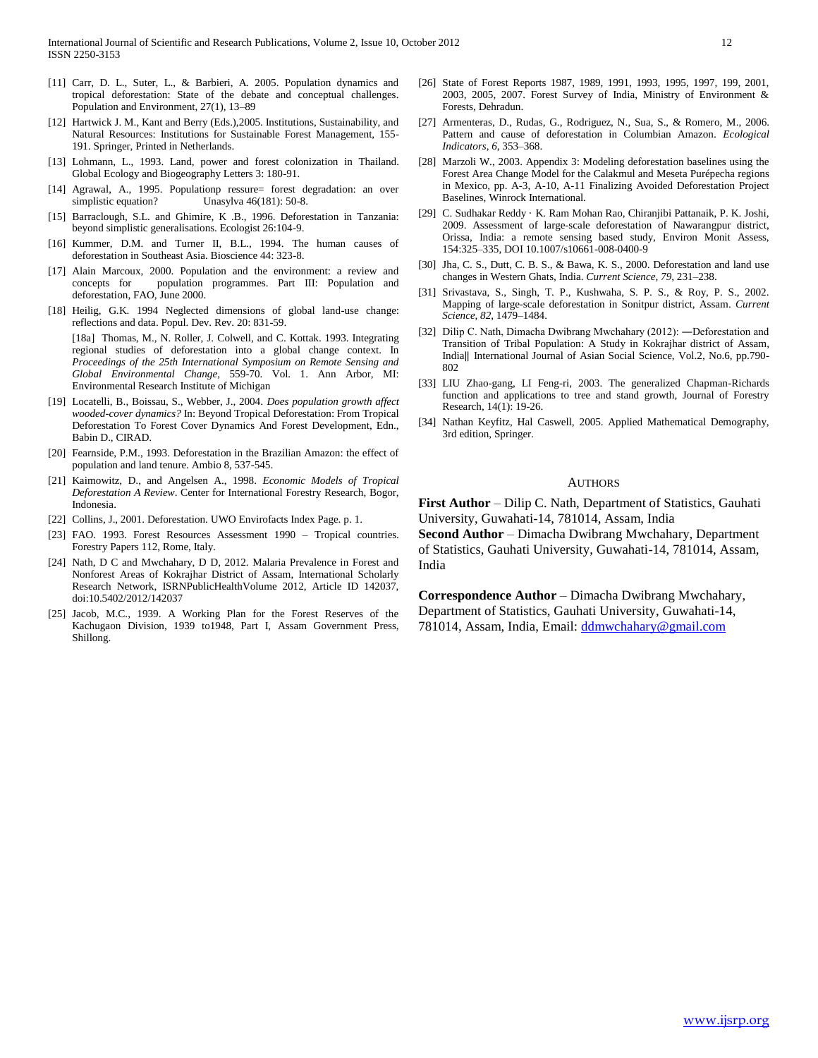[11] Carr, D. L., Suter, L., & Barbieri, A. 2005. Population dynamics and tropical deforestation: State of the debate and conceptual challenges. Population and Environment, 27(1), 13–89

[12] Hartwick J. M., Kant and Berry (Eds.),2005. Institutions, Sustainability, and Natural Resources: Institutions for Sustainable Forest Management, 155-191. Springer, Printed in Netherlands.

[13] Lohmann, L., 1993. Land, power and forest colonization in Thailand. Global Ecology and Biogeography Letters 3: 180-91.

[14] Agrawal, A., 1995. Populationp ressure= forest degradation: an over simplistic equation? Unasylva 46(181): 50-8.

[15] Barraclough, S.L. and Ghimire, K .B., 1996. Deforestation in Tanzania: beyond simplistic generalisations. Ecologist 26:104-9.

[16] Kummer, D.M. and Turner II, B.L., 1994. The human causes of deforestation in Southeast Asia. Bioscience 44: 323-8.

[17] Alain Marcoux, 2000. Population and the environment: a review and concepts for population programmes. Part III: Population and deforestation, FAO, June 2000.

[18] Heilig, G.K. 1994 Neglected dimensions of global land-use change: reflections and data. Popul. Dev. Rev. 20: 831-59.

[18a] Thomas, M., N. Roller, J. Colwell, and C. Kottak. 1993. Integrating regional studies of deforestation into a global change context. In *Proceedings of the 25th International Symposium on Remote Sensing and Global Environmental Change*, 559-70. Vol. 1. Ann Arbor, MI: Environmental Research Institute of Michigan

[19] Locatelli, B., Boissau, S., Webber, J., 2004. *Does population growth affect wooded-cover dynamics?* In: Beyond Tropical Deforestation: From Tropical Deforestation To Forest Cover Dynamics And Forest Development, Edn., Babin D., CIRAD.

[20] Fearnside, P.M., 1993. Deforestation in the Brazilian Amazon: the effect of population and land tenure. Ambio 8, 537-545.

[21] Kaimowitz, D., and Angelsen A., 1998. *Economic Models of Tropical Deforestation A Review*. Center for International Forestry Research, Bogor, Indonesia.

[22] Collins, J., 2001. Deforestation. UWO Envirofacts Index Page. p. 1.

[23] FAO. 1993. Forest Resources Assessment 1990 – Tropical countries. Forestry Papers 112, Rome, Italy.

[24] Nath, D C and Mwchahary, D D, 2012. Malaria Prevalence in Forest and Nonforest Areas of Kokrajhar District of Assam, International Scholarly Research Network, ISRNPublicHealthVolume 2012, Article ID 142037, doi:10.5402/2012/142037

[25] Jacob, M.C., 1939. A Working Plan for the Forest Reserves of the Kachugaon Division, 1939 to1948, Part I, Assam Government Press, Shillong.

[26] State of Forest Reports 1987, 1989, 1991, 1993, 1995, 1997, 199, 2001, 2003, 2005, 2007. Forest Survey of India, Ministry of Environment & Forests, Dehradun.

[27] Armenteras, D., Rudas, G., Rodriguez, N., Sua, S., & Romero, M., 2006. Pattern and cause of deforestation in Columbian Amazon. *Ecological Indicators, 6*, 353–368.

[28] Marzoli W., 2003. Appendix 3: Modeling deforestation baselines using the Forest Area Change Model for the Calakmul and Meseta Purépecha regions in Mexico, pp. A-3, A-10, A-11 Finalizing Avoided Deforestation Project Baselines, Winrock International.

[29] C. Sudhakar Reddy · K. Ram Mohan Rao, Chiranjibi Pattanaik, P. K. Joshi, 2009. Assessment of large-scale deforestation of Nawarangpur district, Orissa, India: a remote sensing based study, Environ Monit Assess, 154:325–335, DOI 10.1007/s10661-008-0400-9

[30] Jha, C. S., Dutt, C. B. S., & Bawa, K. S., 2000. Deforestation and land use changes in Western Ghats, India. *Current Science, 79*, 231–238.

[31] Srivastava, S., Singh, T. P., Kushwaha, S. P. S., & Roy, P. S., 2002. Mapping of large-scale deforestation in Sonitpur district, Assam. *Current Science, 82*, 1479–1484.

[32] Dilip C. Nath, Dimacha Dwibrang Mwchahary (2012): ―Deforestation and Transition of Tribal Population: A Study in Kokrajhar district of Assam, India‖ International Journal of Asian Social Science, Vol.2, No.6, pp.790-802

[33] LIU Zhao-gang, LI Feng-ri, 2003. The generalized Chapman-Richards function and applications to tree and stand growth, Journal of Forestry Research, 14(1): 19-26.

[34] Nathan Keyfitz, Hal Caswell, 2005. Applied Mathematical Demography, 3rd edition, Springer.

## AUTHORS

**First Author** – Dilip C. Nath, Department of Statistics, Gauhati University, Guwahati-14, 781014, Assam, India

**Second Author** – Dimacha Dwibrang Mwchahary, Department of Statistics, Gauhati University, Guwahati-14, 781014, Assam, India

**Correspondence Author** – Dimacha Dwibrang Mwchahary, Department of Statistics, Gauhati University, Guwahati-14, 781014, Assam, India, Email: ddmwchahary@gmail.com